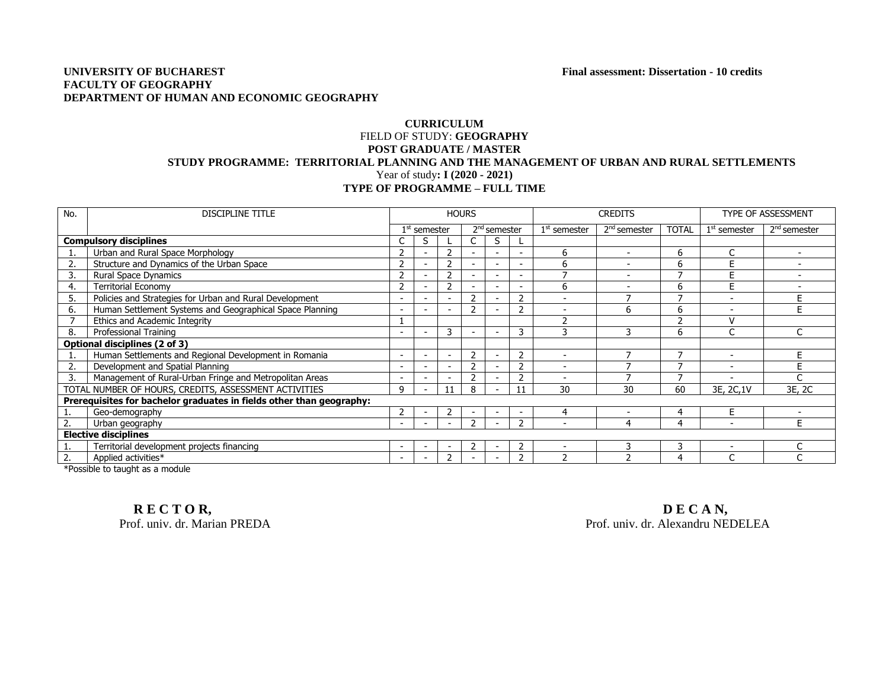**UNIVERSITY OF BUCHAREST**
**FACULTY OF GEOGRAPHY**
**DEPARTMENT OF HUMAN AND ECONOMIC GEOGRAPHY**

**Final assessment: Dissertation - 10 credits**

**CURRICULUM**
FIELD OF STUDY: **GEOGRAPHY**
**POST GRADUATE / MASTER**
**STUDY PROGRAMME: TERRITORIAL PLANNING AND THE MANAGEMENT OF URBAN AND RURAL SETTLEMENTS**
Year of study**: I (2020 - 2021)**
**TYPE OF PROGRAMME – FULL TIME**

| No. | DISCIPLINE TITLE | HOURS | | | | | | CREDITS | | | TYPE OF ASSESSMENT | |
|---|---|---|---|---|---|---|---|---|---|---|---|---|
| | | 1st semester | | | 2nd semester | | | 1st semester | 2nd semester | TOTAL | 1st semester | 2nd semester |
| **Compulsory disciplines** | | C | S | L | C | S | L | | | | | |
| 1. | Urban and Rural Space Morphology | 2 | - | 2 | - | - | - | 6 | - | 6 | C | - |
| 2. | Structure and Dynamics of the Urban Space | 2 | - | 2 | - | - | - | 6 | - | 6 | E | - |
| 3. | Rural Space Dynamics | 2 | - | 2 | - | - | - | 7 | - | 7 | E | - |
| 4. | Territorial Economy | 2 | - | 2 | - | - | - | 6 | - | 6 | E | - |
| 5. | Policies and Strategies for Urban and Rural Development | - | - | - | 2 | - | 2 | - | 7 | 7 | - | E |
| 6. | Human Settlement Systems and Geographical Space Planning | - | - | - | 2 | - | 2 | - | 6 | 6 | - | E |
| 7 | Ethics and Academic Integrity | 1 | | | | | | 2 | | 2 | V | |
| 8. | Professional Training | - | - | 3 | - | - | 3 | 3 | 3 | 6 | C | C |
| **Optional disciplines (2 of 3)** | | | | | | | | | | | | |
| 1. | Human Settlements and Regional Development in Romania | - | - | - | 2 | - | 2 | - | 7 | 7 | - | E |
| 2. | Development and Spatial Planning | - | - | - | 2 | - | 2 | - | 7 | 7 | - | E |
| 3. | Management of Rural-Urban Fringe and Metropolitan Areas | - | - | - | 2 | - | 2 | - | 7 | 7 | - | C |
| TOTAL NUMBER OF HOURS, CREDITS, ASSESSMENT ACTIVITIES | | 9 | - | 11 | 8 | - | 11 | 30 | 30 | 60 | 3E, 2C,1V | 3E, 2C |
| **Prerequisites for bachelor graduates in fields other than geography:** | | | | | | | | | | | | |
| 1. | Geo-demography | 2 | - | 2 | - | - | - | 4 | - | 4 | E | - |
| 2. | Urban geography | - | - | - | 2 | - | 2 | - | 4 | 4 | - | E |
| **Elective disciplines** | | | | | | | | | | | | |
| 1. | Territorial development projects financing | - | - | - | 2 | - | 2 | - | 3 | 3 | - | C |
| 2. | Applied activities* | - | - | 2 | - | - | 2 | 2 | 2 | 4 | C | C |

*Possible to taught as a module

**R E C T O R,**
Prof. univ. dr. Marian PREDA

**D E C A N,**
Prof. univ. dr. Alexandru NEDELEA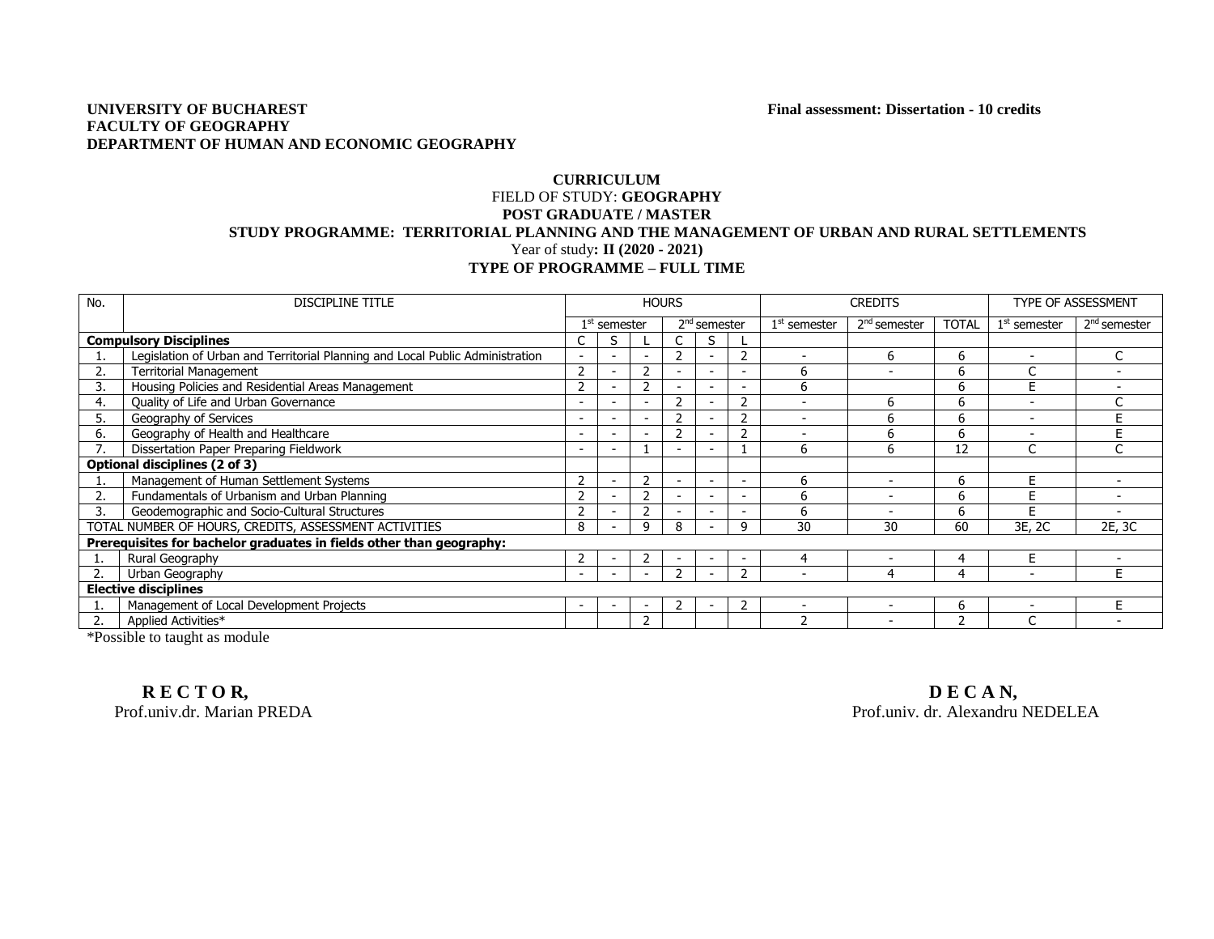**UNIVERSITY OF BUCHAREST**
**FACULTY OF GEOGRAPHY**
**DEPARTMENT OF HUMAN AND ECONOMIC GEOGRAPHY**

**Final assessment: Dissertation - 10 credits**

**CURRICULUM**
FIELD OF STUDY: **GEOGRAPHY**
**POST GRADUATE / MASTER**
**STUDY PROGRAMME: TERRITORIAL PLANNING AND THE MANAGEMENT OF URBAN AND RURAL SETTLEMENTS**
Year of study**: II (2020 - 2021)**
**TYPE OF PROGRAMME – FULL TIME**

| No. | DISCIPLINE TITLE | HOURS | | | | | | CREDITS | | | TYPE OF ASSESSMENT | |
|---|---|---|---|---|---|---|---|---|---|---|---|---|
| | | 1st semester | | | 2nd semester | | | 1st semester | 2nd semester | TOTAL | 1st semester | 2nd semester |
| **Compulsory Disciplines** | | C | S | L | C | S | L | | | | | |
| 1. | Legislation of Urban and Territorial Planning and Local Public Administration | - | - | - | 2 | - | 2 | - | 6 | 6 | - | C |
| 2. | Territorial Management | 2 | - | 2 | - | - | - | 6 | - | 6 | C | - |
| 3. | Housing Policies and Residential Areas Management | 2 | - | 2 | - | - | - | 6 | | 6 | E | - |
| 4. | Quality of Life and Urban Governance | - | - | - | 2 | - | 2 | - | 6 | 6 | - | C |
| 5. | Geography of Services | - | - | - | 2 | - | 2 | - | 6 | 6 | - | E |
| 6. | Geography of Health and Healthcare | - | - | - | 2 | - | 2 | - | 6 | 6 | - | E |
| 7. | Dissertation Paper Preparing Fieldwork | - | - | 1 | - | - | 1 | 6 | 6 | 12 | C | C |
| **Optional disciplines (2 of 3)** | | | | | | | | | | | | |
| 1. | Management of Human Settlement Systems | 2 | - | 2 | - | - | - | 6 | - | 6 | E | - |
| 2. | Fundamentals of Urbanism and Urban Planning | 2 | - | 2 | - | - | - | 6 | - | 6 | E | - |
| 3. | Geodemographic and Socio-Cultural Structures | 2 | - | 2 | - | - | - | 6 | - | 6 | E | - |
| TOTAL NUMBER OF HOURS, CREDITS, ASSESSMENT ACTIVITIES | | 8 | - | 9 | 8 | - | 9 | 30 | 30 | 60 | 3E, 2C | 2E, 3C |
| **Prerequisites for bachelor graduates in fields other than geography:** | | | | | | | | | | | | |
| 1. | Rural Geography | 2 | - | 2 | - | - | - | 4 | - | 4 | E | - |
| 2. | Urban Geography | - | - | - | 2 | - | 2 | - | 4 | 4 | - | E |
| **Elective disciplines** | | | | | | | | | | | | |
| 1. | Management of Local Development Projects | - | - | - | 2 | - | 2 | - | - | 6 | - | E |
| 2. | Applied Activities* | | | 2 | | | | 2 | - | 2 | C | - |

*Possible to taught as module

**R E C T O R,**
Prof.univ.dr. Marian PREDA

**D E C A N,**
Prof.univ. dr. Alexandru NEDELEA